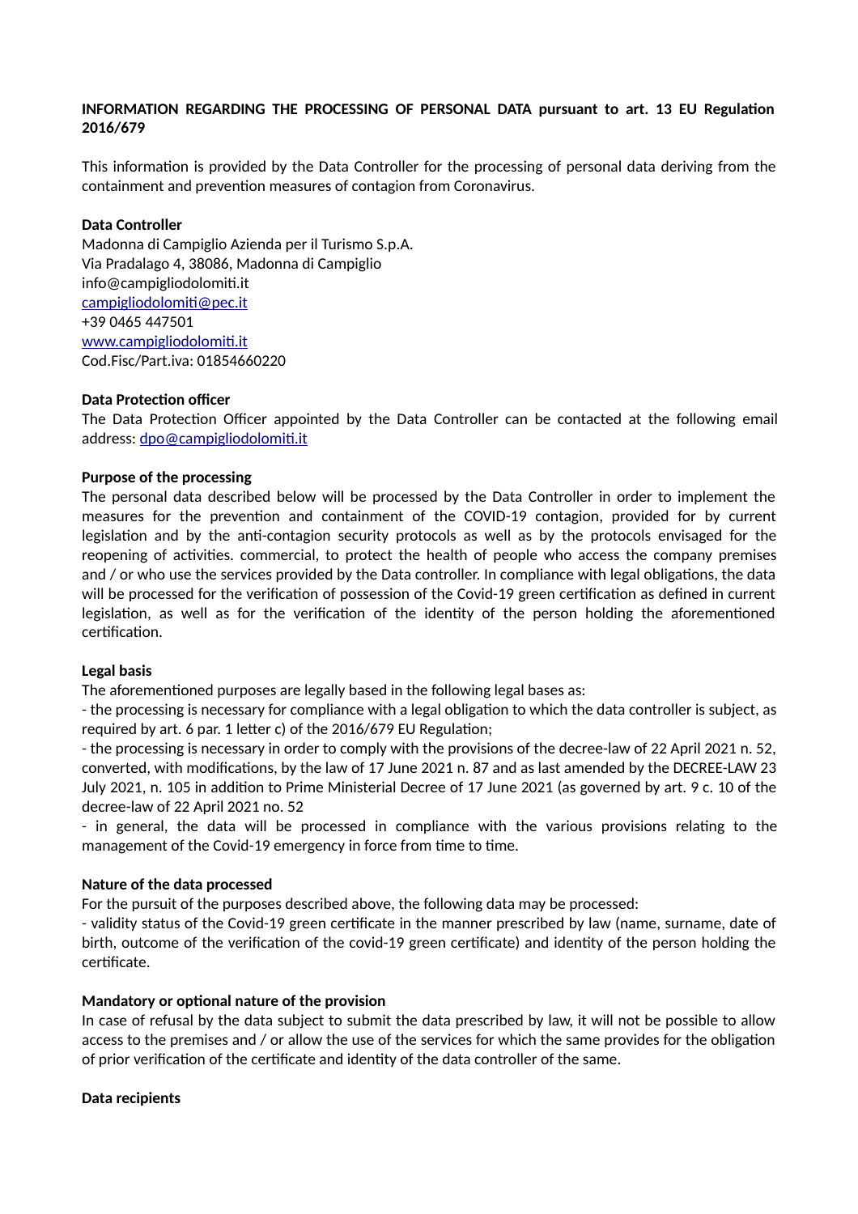**INFORMATION REGARDING THE PROCESSING OF PERSONAL DATA pursuant to art. 13 EU Regulation 2016/679**

This information is provided by the Data Controller for the processing of personal data deriving from the containment and prevention measures of contagion from Coronavirus.

**Data Controller**
Madonna di Campiglio Azienda per il Turismo S.p.A.
Via Pradalago 4, 38086, Madonna di Campiglio
info@campigliodolomiti.it
campigliodolomiti@pec.it
+39 0465 447501
www.campigliodolomiti.it
Cod.Fisc/Part.iva: 01854660220

**Data Protection officer**
The Data Protection Officer appointed by the Data Controller can be contacted at the following email address: dpo@campigliodolomiti.it

**Purpose of the processing**
The personal data described below will be processed by the Data Controller in order to implement the measures for the prevention and containment of the COVID-19 contagion, provided for by current legislation and by the anti-contagion security protocols as well as by the protocols envisaged for the reopening of activities. commercial, to protect the health of people who access the company premises and / or who use the services provided by the Data controller. In compliance with legal obligations, the data will be processed for the verification of possession of the Covid-19 green certification as defined in current legislation, as well as for the verification of the identity of the person holding the aforementioned certification.

**Legal basis**
The aforementioned purposes are legally based in the following legal bases as:
- the processing is necessary for compliance with a legal obligation to which the data controller is subject, as required by art. 6 par. 1 letter c) of the 2016/679 EU Regulation;
- the processing is necessary in order to comply with the provisions of the decree-law of 22 April 2021 n. 52, converted, with modifications, by the law of 17 June 2021 n. 87 and as last amended by the DECREE-LAW 23 July 2021, n. 105 in addition to Prime Ministerial Decree of 17 June 2021 (as governed by art. 9 c. 10 of the decree-law of 22 April 2021 no. 52
- in general, the data will be processed in compliance with the various provisions relating to the management of the Covid-19 emergency in force from time to time.

**Nature of the data processed**
For the pursuit of the purposes described above, the following data may be processed:
- validity status of the Covid-19 green certificate in the manner prescribed by law (name, surname, date of birth, outcome of the verification of the covid-19 green certificate) and identity of the person holding the certificate.

**Mandatory or optional nature of the provision**
In case of refusal by the data subject to submit the data prescribed by law, it will not be possible to allow access to the premises and / or allow the use of the services for which the same provides for the obligation of prior verification of the certificate and identity of the data controller of the same.

**Data recipients**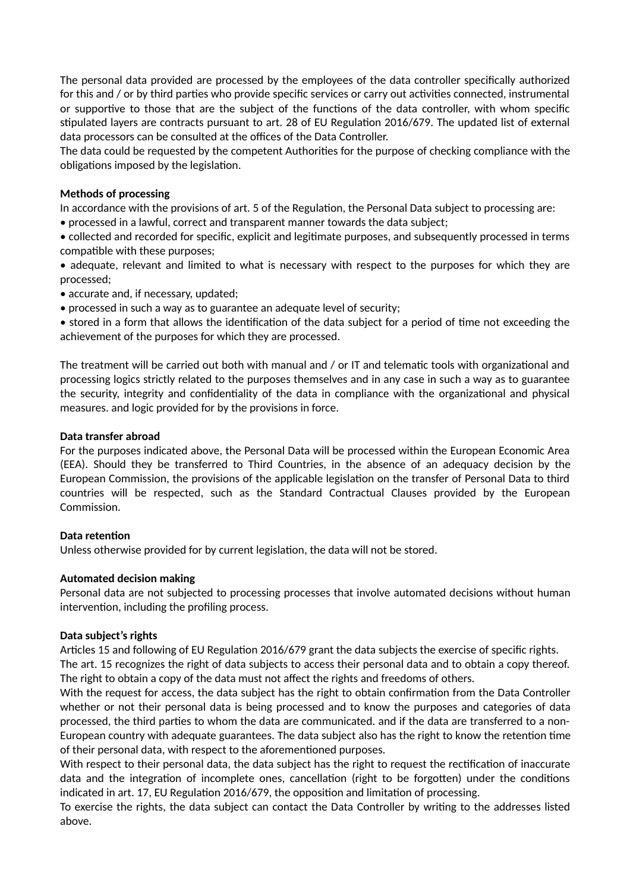The personal data provided are processed by the employees of the data controller specifically authorized for this and / or by third parties who provide specific services or carry out activities connected, instrumental or supportive to those that are the subject of the functions of the data controller, with whom specific stipulated layers are contracts pursuant to art. 28 of EU Regulation 2016/679. The updated list of external data processors can be consulted at the offices of the Data Controller.
The data could be requested by the competent Authorities for the purpose of checking compliance with the obligations imposed by the legislation.

**Methods of processing**
In accordance with the provisions of art. 5 of the Regulation, the Personal Data subject to processing are:

- processed in a lawful, correct and transparent manner towards the data subject;
- collected and recorded for specific, explicit and legitimate purposes, and subsequently processed in terms compatible with these purposes;
- adequate, relevant and limited to what is necessary with respect to the purposes for which they are processed;
- accurate and, if necessary, updated;
- processed in such a way as to guarantee an adequate level of security;
- stored in a form that allows the identification of the data subject for a period of time not exceeding the achievement of the purposes for which they are processed.

The treatment will be carried out both with manual and / or IT and telematic tools with organizational and processing logics strictly related to the purposes themselves and in any case in such a way as to guarantee the security, integrity and confidentiality of the data in compliance with the organizational and physical measures. and logic provided for by the provisions in force.

**Data transfer abroad**
For the purposes indicated above, the Personal Data will be processed within the European Economic Area (EEA). Should they be transferred to Third Countries, in the absence of an adequacy decision by the European Commission, the provisions of the applicable legislation on the transfer of Personal Data to third countries will be respected, such as the Standard Contractual Clauses provided by the European Commission.

**Data retention**
Unless otherwise provided for by current legislation, the data will not be stored.

**Automated decision making**
Personal data are not subjected to processing processes that involve automated decisions without human intervention, including the profiling process.

**Data subject's rights**
Articles 15 and following of EU Regulation 2016/679 grant the data subjects the exercise of specific rights.
The art. 15 recognizes the right of data subjects to access their personal data and to obtain a copy thereof. The right to obtain a copy of the data must not affect the rights and freedoms of others.
With the request for access, the data subject has the right to obtain confirmation from the Data Controller whether or not their personal data is being processed and to know the purposes and categories of data processed, the third parties to whom the data are communicated. and if the data are transferred to a non-European country with adequate guarantees. The data subject also has the right to know the retention time of their personal data, with respect to the aforementioned purposes.
With respect to their personal data, the data subject has the right to request the rectification of inaccurate data and the integration of incomplete ones, cancellation (right to be forgotten) under the conditions indicated in art. 17, EU Regulation 2016/679, the opposition and limitation of processing.
To exercise the rights, the data subject can contact the Data Controller by writing to the addresses listed above.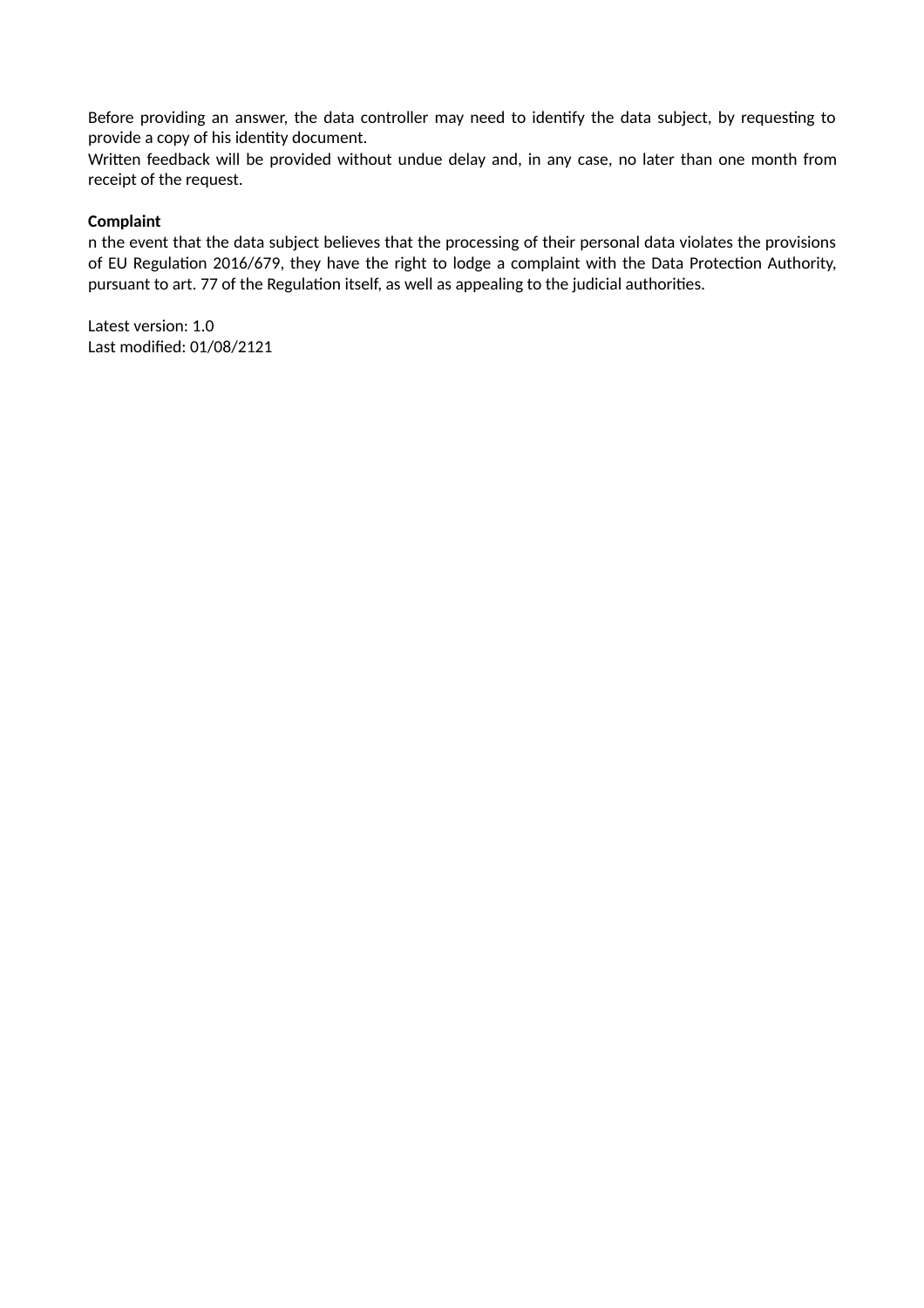Before providing an answer, the data controller may need to identify the data subject, by requesting to provide a copy of his identity document.
Written feedback will be provided without undue delay and, in any case, no later than one month from receipt of the request.

**Complaint**
n the event that the data subject believes that the processing of their personal data violates the provisions of EU Regulation 2016/679, they have the right to lodge a complaint with the Data Protection Authority, pursuant to art. 77 of the Regulation itself, as well as appealing to the judicial authorities.

Latest version: 1.0
Last modified: 01/08/2121